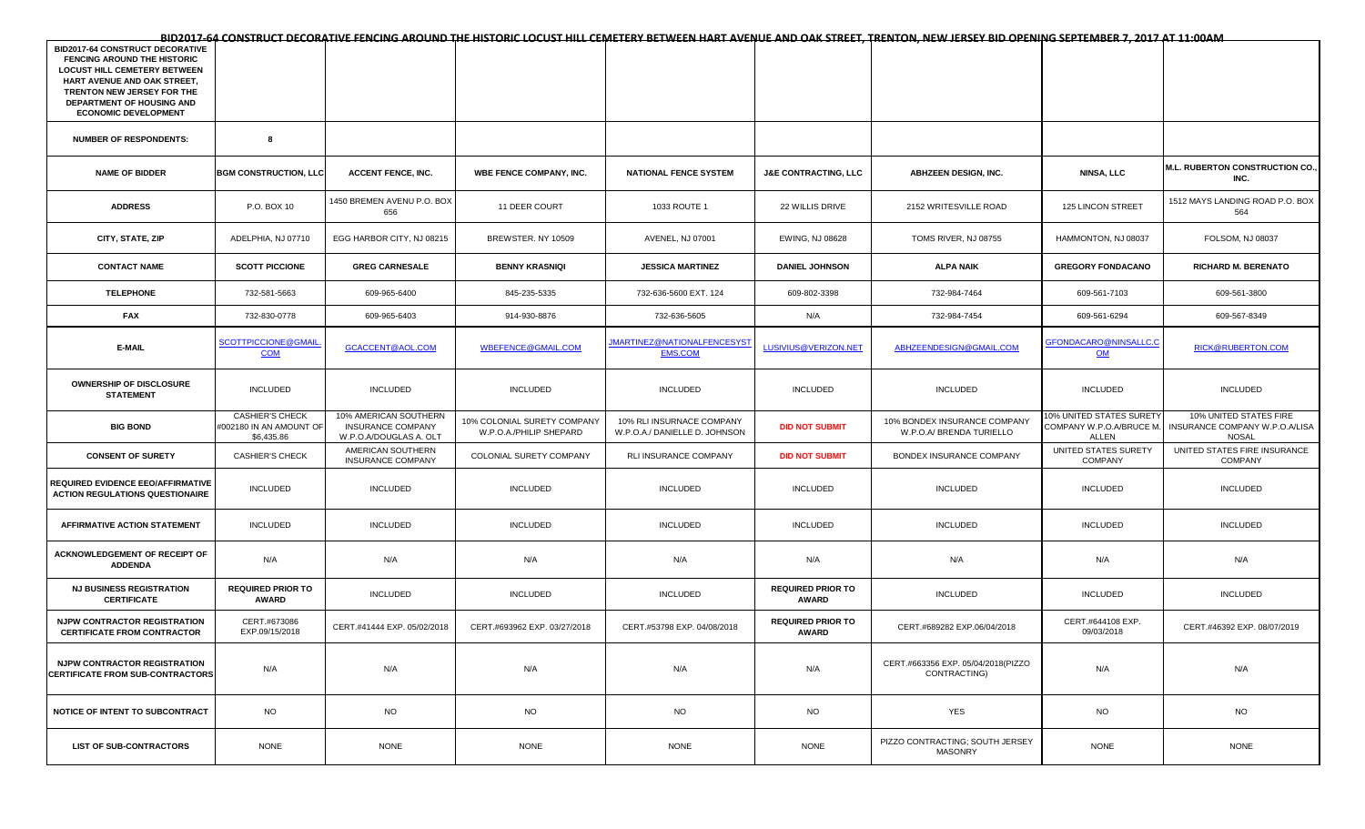# BID2017-64 CONSTRUCT DECORATIVE FENCING AROUND THE HISTORIC LOCUST HILL CEMETERY BETWEEN HART AVENUE AND OAK STREET, TRENTON, NEW JERSEY BID OPENING SEPTEMBER 7, 2017 AT 11:00AM

| BID2017-64 CONSTRUCT DECORATIVE FENCING AROUND THE HISTORIC LOCUST HILL CEMETERY BETWEEN HART AVENUE AND OAK STREET, TRENTON NEW JERSEY FOR THE DEPARTMENT OF HOUSING AND ECONOMIC DEVELOPMENT | | | | | | | | |
|---|---|---|---|---|---|---|---|---|
| **NUMBER OF RESPONDENTS:** | **8** | | | | | | | |
| **NAME OF BIDDER** | **BGM CONSTRUCTION, LLC** | **ACCENT FENCE, INC.** | **WBE FENCE COMPANY, INC.** | **NATIONAL FENCE SYSTEM** | **J&E CONTRACTING, LLC** | **ABHZEEN DESIGN, INC.** | **NINSA, LLC** | **M.L. RUBERTON CONSTRUCTION CO., INC.** |
| **ADDRESS** | P.O. BOX 10 | 1450 BREMEN AVENU P.O. BOX 656 | 11 DEER COURT | 1033 ROUTE 1 | 22 WILLIS DRIVE | 2152 WRITESVILLE ROAD | 125 LINCON STREET | 1512 MAYS LANDING ROAD P.O. BOX 564 |
| **CITY, STATE, ZIP** | ADELPHIA, NJ 07710 | EGG HARBOR CITY, NJ 08215 | BREWSTER. NY 10509 | AVENEL, NJ 07001 | EWING, NJ 08628 | TOMS RIVER, NJ 08755 | HAMMONTON, NJ 08037 | FOLSOM, NJ 08037 |
| **CONTACT NAME** | **SCOTT PICCIONE** | **GREG CARNESALE** | **BENNY KRASNIQI** | **JESSICA MARTINEZ** | **DANIEL JOHNSON** | **ALPA NAIK** | **GREGORY FONDACANO** | **RICHARD M. BERENATO** |
| **TELEPHONE** | 732-581-5663 | 609-965-6400 | 845-235-5335 | 732-636-5600 EXT. 124 | 609-802-3398 | 732-984-7464 | 609-561-7103 | 609-561-3800 |
| **FAX** | 732-830-0778 | 609-965-6403 | 914-930-8876 | 732-636-5605 | N/A | 732-984-7454 | 609-561-6294 | 609-567-8349 |
| **E-MAIL** | SCOTTPICCIONE@GMAIL.COM | GCACCENT@AOL.COM | WBEFENCE@GMAIL.COM | JMARTINEZ@NATIONALFENCESYSTEMS.COM | LUSIVIUS@VERIZON.NET | ABHZEENDESIGN@GMAIL.COM | GFONDACARO@NINSALLC.COM | RICK@RUBERTON.COM |
| **OWNERSHIP OF DISCLOSURE STATEMENT** | INCLUDED | INCLUDED | INCLUDED | INCLUDED | INCLUDED | INCLUDED | INCLUDED | INCLUDED |
| **BIG BOND** | CASHIER'S CHECK #002180 IN AN AMOUNT OF $6,435.86 | 10% AMERICAN SOUTHERN INSURANCE COMPANY W.P.O.A/DOUGLAS A. OLT | 10% COLONIAL SURETY COMPANY W.P.O.A./PHILIP SHEPARD | 10% RLI INSURNACE COMPANY W.P.O.A./ DANIELLE D. JOHNSON | **DID NOT SUBMIT** | 10% BONDEX INSURANCE COMPANY W.P.O.A/ BRENDA TURIELLO | 10% UNITED STATES SURETY COMPANY W.P.O.A./BRUCE M. ALLEN | 10% UNITED STATES FIRE INSURANCE COMPANY W.P.O.A/LISA NOSAL |
| **CONSENT OF SURETY** | CASHIER'S CHECK | AMERICAN SOUTHERN INSURANCE COMPANY | COLONIAL SURETY COMPANY | RLI INSURANCE COMPANY | **DID NOT SUBMIT** | BONDEX INSURANCE COMPANY | UNITED STATES SURETY COMPANY | UNITED STATES FIRE INSURANCE COMPANY |
| **REQUIRED EVIDENCE EEO/AFFIRMATIVE ACTION REGULATIONS QUESTIONAIRE** | INCLUDED | INCLUDED | INCLUDED | INCLUDED | INCLUDED | INCLUDED | INCLUDED | INCLUDED |
| **AFFIRMATIVE ACTION STATEMENT** | INCLUDED | INCLUDED | INCLUDED | INCLUDED | INCLUDED | INCLUDED | INCLUDED | INCLUDED |
| **ACKNOWLEDGEMENT OF RECEIPT OF ADDENDA** | N/A | N/A | N/A | N/A | N/A | N/A | N/A | N/A |
| **NJ BUSINESS REGISTRATION CERTIFICATE** | **REQUIRED PRIOR TO AWARD** | INCLUDED | INCLUDED | INCLUDED | **REQUIRED PRIOR TO AWARD** | INCLUDED | INCLUDED | INCLUDED |
| **NJPW CONTRACTOR REGISTRATION CERTIFICATE FROM CONTRACTOR** | CERT.#673086 EXP.09/15/2018 | CERT.#41444 EXP. 05/02/2018 | CERT.#693962 EXP. 03/27/2018 | CERT.#53798 EXP. 04/08/2018 | **REQUIRED PRIOR TO AWARD** | CERT.#689282 EXP.06/04/2018 | CERT.#644108 EXP. 09/03/2018 | CERT.#46392 EXP. 08/07/2019 |
| **NJPW CONTRACTOR REGISTRATION CERTIFICATE FROM SUB-CONTRACTORS** | N/A | N/A | N/A | N/A | N/A | CERT.#663356 EXP. 05/04/2018(PIZZO CONTRACTING) | N/A | N/A |
| **NOTICE OF INTENT TO SUBCONTRACT** | NO | NO | NO | NO | NO | YES | NO | NO |
| **LIST OF SUB-CONTRACTORS** | NONE | NONE | NONE | NONE | NONE | PIZZO CONTRACTING; SOUTH JERSEY MASONRY | NONE | NONE |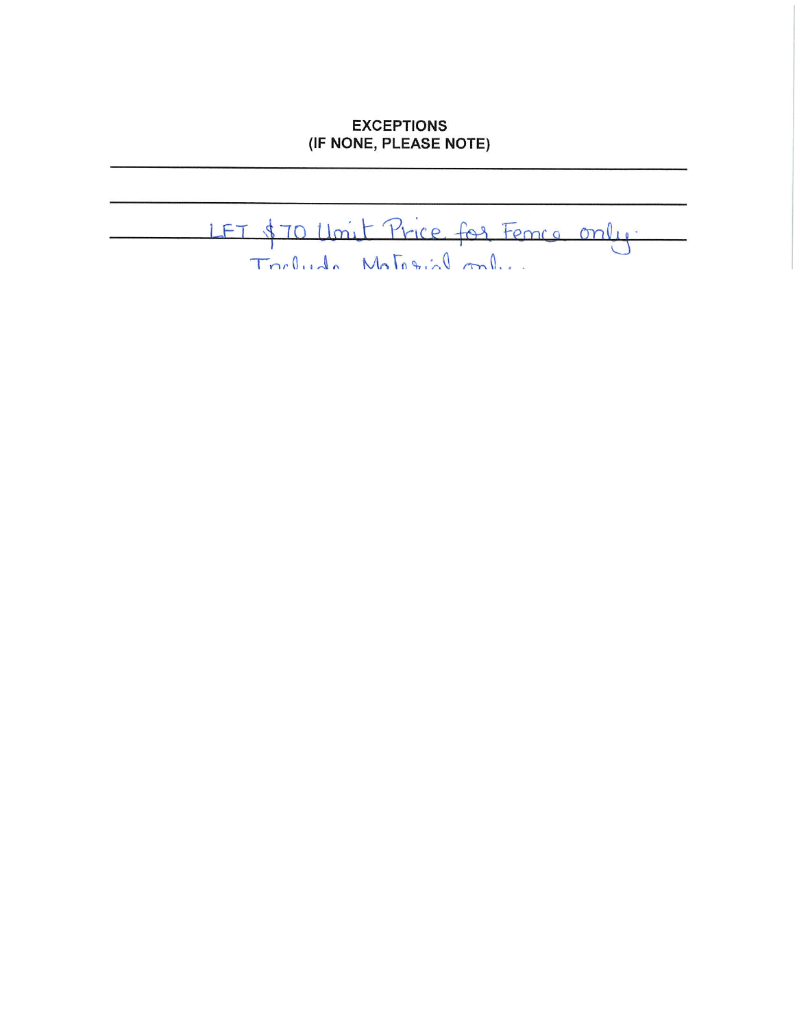**EXCEPTIONS**
**(IF NONE, PLEASE NOTE)**

LFT $70 Unit Price for Fence only.
Include Material only.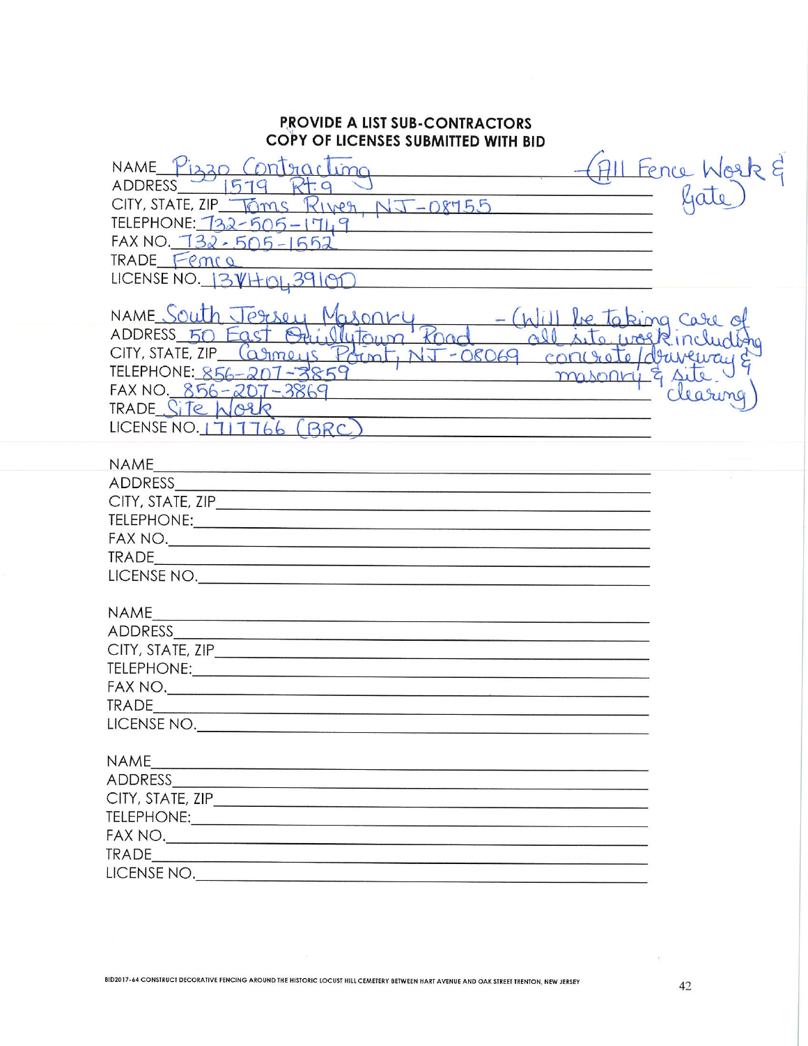**PROVIDE A LIST SUB-CONTRACTORS**
**COPY OF LICENSES SUBMITTED WITH BID**

NAME Pizzo Contracting — (All Fence Work & Gate)
ADDRESS 1579 Rt. 9
CITY, STATE, ZIP Toms River, NJ-08755
TELEPHONE: 732-505-1749
FAX NO. 732-505-1552
TRADE Fence
LICENSE NO. 13VH04391000

NAME South Jersey Masonry — (Will be taking care of all site work including concrete/driveway & masonry & site clearing)
ADDRESS 50 East Oriellytown Road
CITY, STATE, ZIP Carneys Point, NJ-08069
TELEPHONE: 856-207-3859
FAX NO. 856-207-3869
TRADE Site Work
LICENSE NO. 1717766 (BRC)

NAME
ADDRESS
CITY, STATE, ZIP
TELEPHONE:
FAX NO.
TRADE
LICENSE NO.

NAME
ADDRESS
CITY, STATE, ZIP
TELEPHONE:
FAX NO.
TRADE
LICENSE NO.

NAME
ADDRESS
CITY, STATE, ZIP
TELEPHONE:
FAX NO.
TRADE
LICENSE NO.

BID2017-64 CONSTRUCT DECORATIVE FENCING AROUND THE HISTORIC LOCUST HILL CEMETERY BETWEEN HART AVENUE AND OAK STREET TRENTON, NEW JERSEY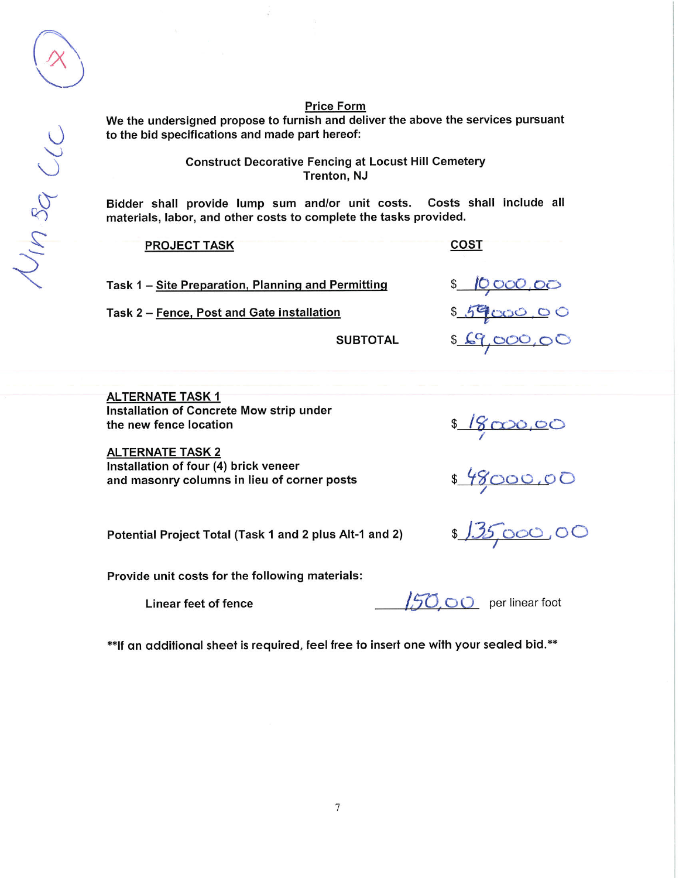Nin 5a LLC

## Price Form

We the undersigned propose to furnish and deliver the above the services pursuant to the bid specifications and made part hereof:

**Construct Decorative Fencing at Locust Hill Cemetery**
**Trenton, NJ**

Bidder shall provide lump sum and/or unit costs. Costs shall include all materials, labor, and other costs to complete the tasks provided.

| PROJECT TASK | COST |
|---|---|
| Task 1 – Site Preparation, Planning and Permitting | $ 10,000.00 |
| Task 2 – Fence, Post and Gate installation | $ 59,000.00 |
| SUBTOTAL | $ 69,000.00 |

| | |
|---|---|
| **ALTERNATE TASK 1**<br>Installation of Concrete Mow strip under the new fence location | $ 18,000.00 |
| **ALTERNATE TASK 2**<br>Installation of four (4) brick veneer and masonry columns in lieu of corner posts | $ 48,000.00 |
| Potential Project Total (Task 1 and 2 plus Alt-1 and 2) | $ 135,000.00 |

Provide unit costs for the following materials:

Linear feet of fence 150.00 per linear foot

**If an additional sheet is required, feel free to insert one with your sealed bid.**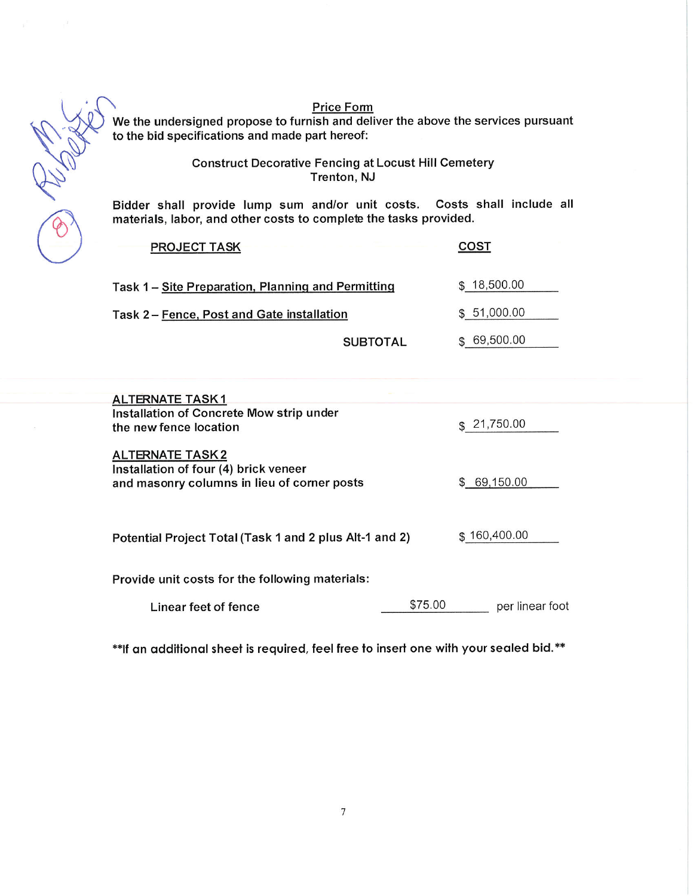## Price Form

We the undersigned propose to furnish and deliver the above the services pursuant to the bid specifications and made part hereof:

Construct Decorative Fencing at Locust Hill Cemetery
Trenton, NJ

Bidder shall provide lump sum and/or unit costs. Costs shall include all materials, labor, and other costs to complete the tasks provided.

| PROJECT TASK | COST |
| --- | --- |
| Task 1 – Site Preparation, Planning and Permitting | $ 18,500.00 |
| Task 2 – Fence, Post and Gate installation | $ 51,000.00 |
| SUBTOTAL | $ 69,500.00 |

**ALTERNATE TASK 1**
Installation of Concrete Mow strip under the new fence location — $ 21,750.00

**ALTERNATE TASK 2**
Installation of four (4) brick veneer and masonry columns in lieu of corner posts — $ 69,150.00

Potential Project Total (Task 1 and 2 plus Alt-1 and 2) — $ 160,400.00

Provide unit costs for the following materials:

Linear feet of fence — $75.00 per linear foot

**If an additional sheet is required, feel free to insert one with your sealed bid.**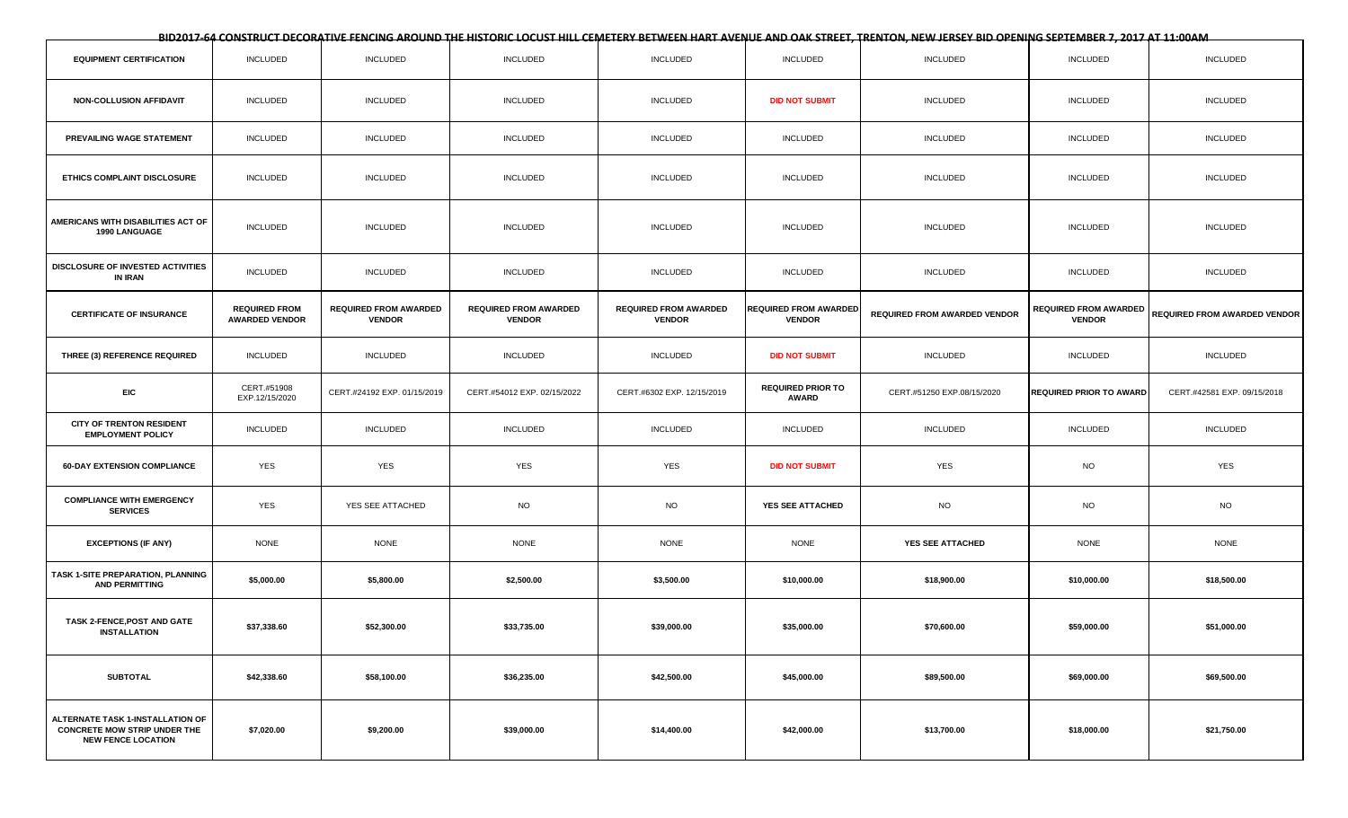**BID2017-64 CONSTRUCT DECORATIVE FENCING AROUND THE HISTORIC LOCUST HILL CEMETERY BETWEEN HART AVENUE AND OAK STREET, TRENTON, NEW JERSEY BID OPENING SEPTEMBER 7, 2017 AT 11:00AM**

| | | | | | | | | |
|---|---|---|---|---|---|---|---|---|
| **EQUIPMENT CERTIFICATION** | INCLUDED | INCLUDED | INCLUDED | INCLUDED | INCLUDED | INCLUDED | INCLUDED | INCLUDED |
| **NON-COLLUSION AFFIDAVIT** | INCLUDED | INCLUDED | INCLUDED | INCLUDED | **DID NOT SUBMIT** | INCLUDED | INCLUDED | INCLUDED |
| **PREVAILING WAGE STATEMENT** | INCLUDED | INCLUDED | INCLUDED | INCLUDED | INCLUDED | INCLUDED | INCLUDED | INCLUDED |
| **ETHICS COMPLAINT DISCLOSURE** | INCLUDED | INCLUDED | INCLUDED | INCLUDED | INCLUDED | INCLUDED | INCLUDED | INCLUDED |
| **AMERICANS WITH DISABILITIES ACT OF 1990 LANGUAGE** | INCLUDED | INCLUDED | INCLUDED | INCLUDED | INCLUDED | INCLUDED | INCLUDED | INCLUDED |
| **DISCLOSURE OF INVESTED ACTIVITIES IN IRAN** | INCLUDED | INCLUDED | INCLUDED | INCLUDED | INCLUDED | INCLUDED | INCLUDED | INCLUDED |
| **CERTIFICATE OF INSURANCE** | **REQUIRED FROM AWARDED VENDOR** | **REQUIRED FROM AWARDED VENDOR** | **REQUIRED FROM AWARDED VENDOR** | **REQUIRED FROM AWARDED VENDOR** | **REQUIRED FROM AWARDED VENDOR** | **REQUIRED FROM AWARDED VENDOR** | **REQUIRED FROM AWARDED VENDOR** | **REQUIRED FROM AWARDED VENDOR** |
| **THREE (3) REFERENCE REQUIRED** | INCLUDED | INCLUDED | INCLUDED | INCLUDED | **DID NOT SUBMIT** | INCLUDED | INCLUDED | INCLUDED |
| **EIC** | CERT.#51908 EXP.12/15/2020 | CERT.#24192 EXP. 01/15/2019 | CERT.#54012 EXP. 02/15/2022 | CERT.#6302 EXP. 12/15/2019 | **REQUIRED PRIOR TO AWARD** | CERT.#51250 EXP.08/15/2020 | **REQUIRED PRIOR TO AWARD** | CERT.#42581 EXP. 09/15/2018 |
| **CITY OF TRENTON RESIDENT EMPLOYMENT POLICY** | INCLUDED | INCLUDED | INCLUDED | INCLUDED | INCLUDED | INCLUDED | INCLUDED | INCLUDED |
| **60-DAY EXTENSION COMPLIANCE** | YES | YES | YES | YES | **DID NOT SUBMIT** | YES | NO | YES |
| **COMPLIANCE WITH EMERGENCY SERVICES** | YES | YES SEE ATTACHED | NO | NO | **YES SEE ATTACHED** | NO | NO | NO |
| **EXCEPTIONS (IF ANY)** | NONE | NONE | NONE | NONE | NONE | **YES SEE ATTACHED** | NONE | NONE |
| **TASK 1-SITE PREPARATION, PLANNING AND PERMITTING** | **$5,000.00** | **$5,800.00** | **$2,500.00** | **$3,500.00** | **$10,000.00** | **$18,900.00** | **$10,000.00** | **$18,500.00** |
| **TASK 2-FENCE,POST AND GATE INSTALLATION** | **$37,338.60** | **$52,300.00** | **$33,735.00** | **$39,000.00** | **$35,000.00** | **$70,600.00** | **$59,000.00** | **$51,000.00** |
| **SUBTOTAL** | **$42,338.60** | **$58,100.00** | **$36,235.00** | **$42,500.00** | **$45,000.00** | **$89,500.00** | **$69,000.00** | **$69,500.00** |
| **ALTERNATE TASK 1-INSTALLATION OF CONCRETE MOW STRIP UNDER THE NEW FENCE LOCATION** | **$7,020.00** | **$9,200.00** | **$39,000.00** | **$14,400.00** | **$42,000.00** | **$13,700.00** | **$18,000.00** | **$21,750.00** |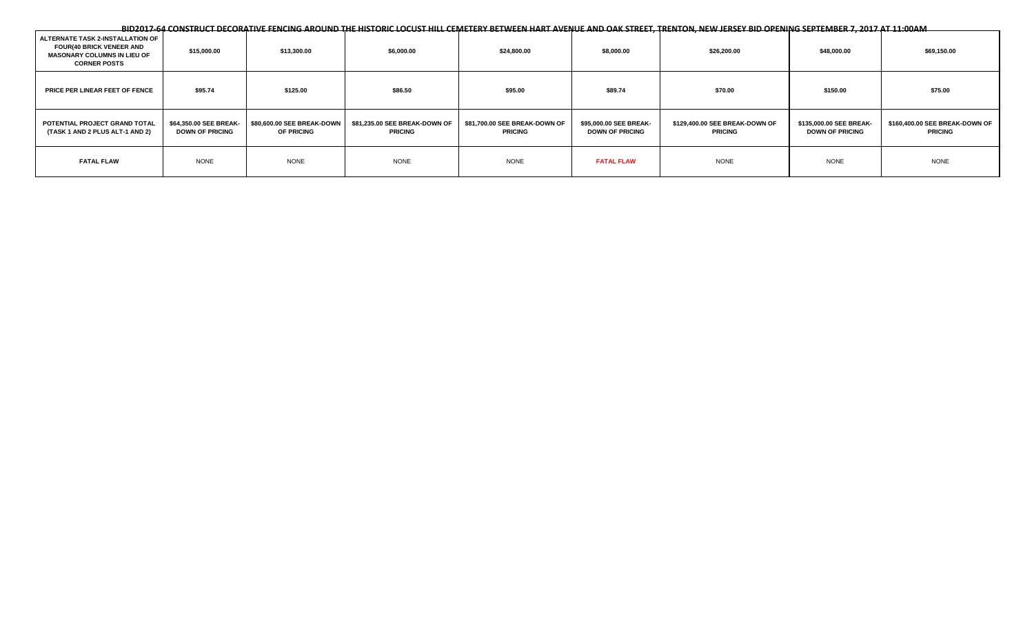BID2017-64 CONSTRUCT DECORATIVE FENCING AROUND THE HISTORIC LOCUST HILL CEMETERY BETWEEN HART AVENUE AND OAK STREET, TRENTON, NEW JERSEY BID OPENING SEPTEMBER 7, 2017 AT 11:00AM

| | | | | | | | | |
|---|---|---|---|---|---|---|---|---|
| **ALTERNATE TASK 2-INSTALLATION OF FOUR(40 BRICK VENEER AND MASONARY COLUMNS IN LIEU OF CORNER POSTS** | **$15,000.00** | **$13,300.00** | **$6,000.00** | **$24,800.00** | **$8,000.00** | **$26,200.00** | **$48,000.00** | **$69,150.00** |
| **PRICE PER LINEAR FEET OF FENCE** | **$95.74** | **$125.00** | **$86.50** | **$95.00** | **$89.74** | **$70.00** | **$150.00** | **$75.00** |
| **POTENTIAL PROJECT GRAND TOTAL (TASK 1 AND 2 PLUS ALT-1 AND 2)** | **$64,350.00 SEE BREAK-DOWN OF PRICING** | **$80,600.00 SEE BREAK-DOWN OF PRICING** | **$81,235.00 SEE BREAK-DOWN OF PRICING** | **$81,700.00 SEE BREAK-DOWN OF PRICING** | **$95,000.00 SEE BREAK-DOWN OF PRICING** | **$129,400.00 SEE BREAK-DOWN OF PRICING** | **$135,000.00 SEE BREAK-DOWN OF PRICING** | **$160,400.00 SEE BREAK-DOWN OF PRICING** |
| **FATAL FLAW** | NONE | NONE | NONE | NONE | **FATAL FLAW** | NONE | NONE | NONE |